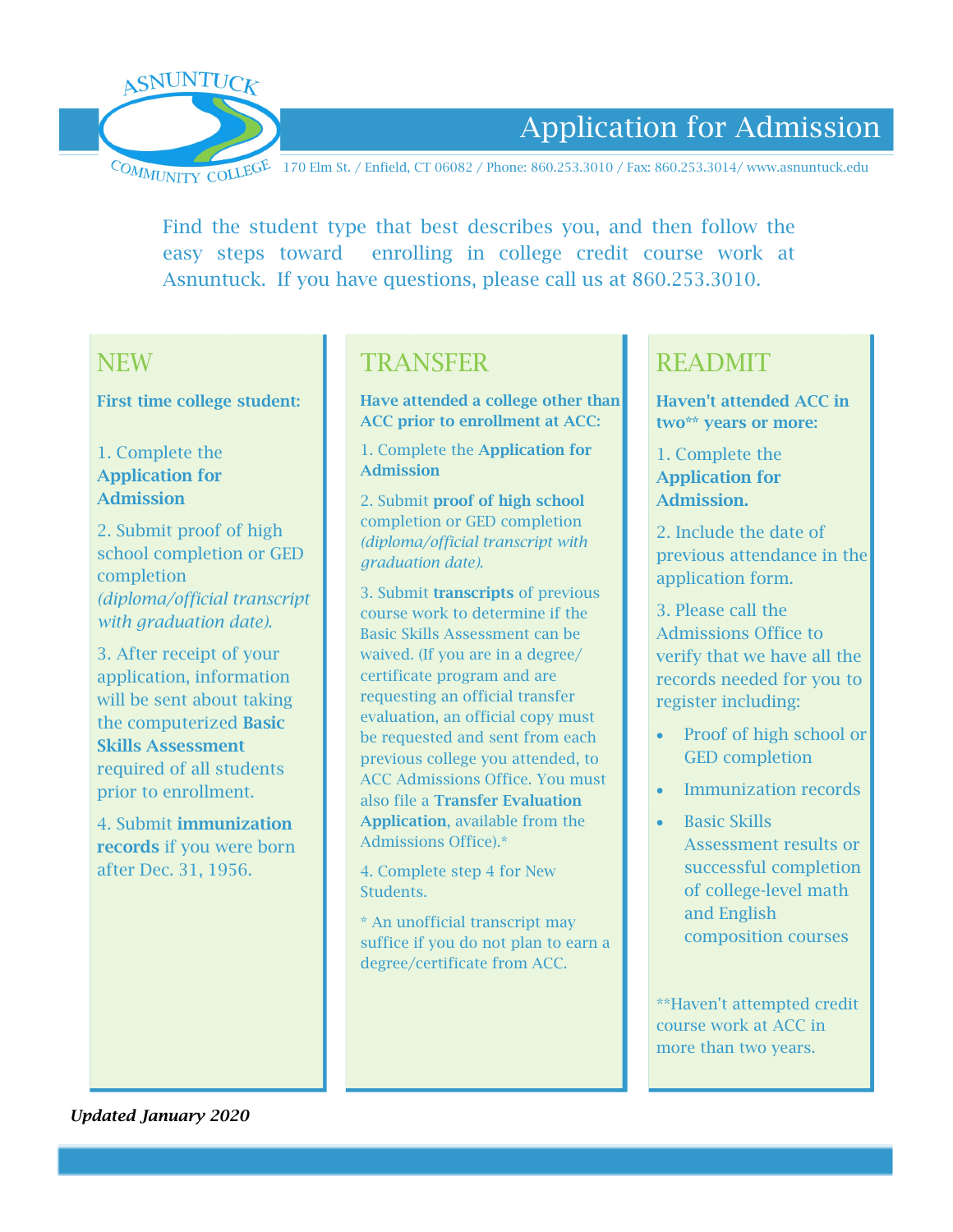ASNUNTUCK COMMUNITY COLLEGE

# Application for Admission

170 Elm St. / Enfield, CT 06082 / Phone: 860.253.3010 / Fax: 860.253.3014/ www.asnuntuck.edu

Find the student type that best describes you, and then follow the easy steps toward enrolling in college credit course work at Asnuntuck. If you have questions, please call us at 860.253.3010.

## NEW

**First time college student:**

1. Complete the **Application for Admission**
2. Submit proof of high school completion or GED completion *(diploma/official transcript with graduation date).*
3. After receipt of your application, information will be sent about taking the computerized **Basic Skills Assessment** required of all students prior to enrollment.
4. Submit **immunization records** if you were born after Dec. 31, 1956.

## TRANSFER

**Have attended a college other than ACC prior to enrollment at ACC:**

1. Complete the **Application for Admission**
2. Submit **proof of high school** completion or GED completion *(diploma/official transcript with graduation date).*
3. Submit **transcripts** of previous course work to determine if the Basic Skills Assessment can be waived. (If you are in a degree/ certificate program and are requesting an official transfer evaluation, an official copy must be requested and sent from each previous college you attended, to ACC Admissions Office. You must also file a **Transfer Evaluation Application**, available from the Admissions Office).*
4. Complete step 4 for New Students.

* An unofficial transcript may suffice if you do not plan to earn a degree/certificate from ACC.

## READMIT

**Haven't attended ACC in two** years or more:**

1. Complete the **Application for Admission.**
2. Include the date of previous attendance in the application form.
3. Please call the Admissions Office to verify that we have all the records needed for you to register including:
   - Proof of high school or GED completion
   - Immunization records
   - Basic Skills Assessment results or successful completion of college-level math and English composition courses

**Haven't attempted credit course work at ACC in more than two years.

***Updated January 2020***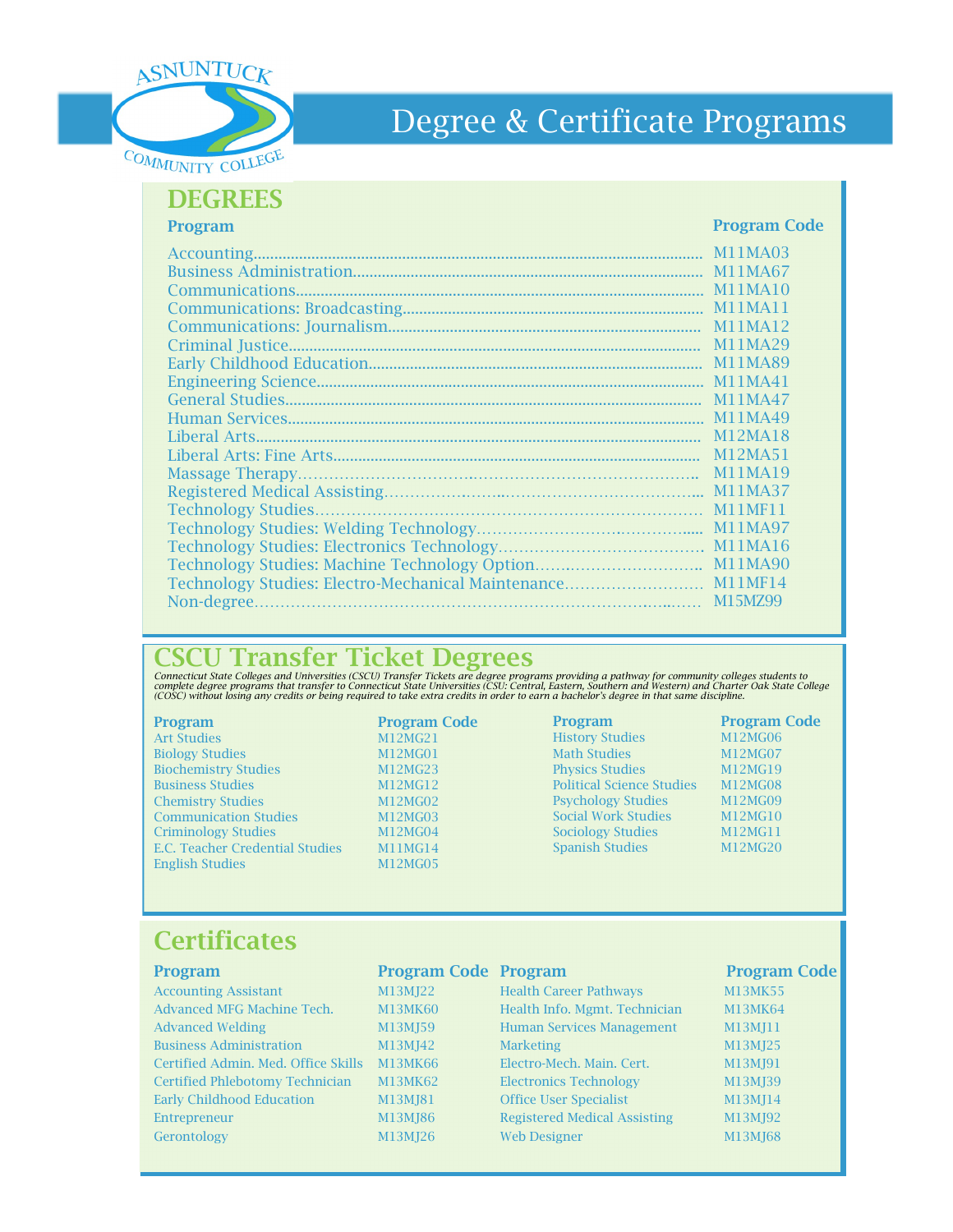ASNUNTUCK COMMUNITY COLLEGE

# Degree & Certificate Programs

## DEGREES

| Program | Program Code |
|---|---|
| Accounting | M11MA03 |
| Business Administration | M11MA67 |
| Communications | M11MA10 |
| Communications: Broadcasting | M11MA11 |
| Communications: Journalism | M11MA12 |
| Criminal Justice | M11MA29 |
| Early Childhood Education | M11MA89 |
| Engineering Science | M11MA41 |
| General Studies | M11MA47 |
| Human Services | M11MA49 |
| Liberal Arts | M12MA18 |
| Liberal Arts: Fine Arts | M12MA51 |
| Massage Therapy | M11MA19 |
| Registered Medical Assisting | M11MA37 |
| Technology Studies | M11MF11 |
| Technology Studies: Welding Technology | M11MA97 |
| Technology Studies: Electronics Technology | M11MA16 |
| Technology Studies: Machine Technology Option | M11MA90 |
| Technology Studies: Electro-Mechanical Maintenance | M11MF14 |
| Non-degree | M15MZ99 |

## CSCU Transfer Ticket Degrees

*Connecticut State Colleges and Universities (CSCU) Transfer Tickets are degree programs providing a pathway for community colleges students to complete degree programs that transfer to Connecticut State Universities (CSU: Central, Eastern, Southern and Western) and Charter Oak State College (COSC) without losing any credits or being required to take extra credits in order to earn a bachelor's degree in that same discipline.*

| Program | Program Code |
|---|---|
| Art Studies | M12MG21 |
| Biology Studies | M12MG01 |
| Biochemistry Studies | M12MG23 |
| Business Studies | M12MG12 |
| Chemistry Studies | M12MG02 |
| Communication Studies | M12MG03 |
| Criminology Studies | M12MG04 |
| E.C. Teacher Credential Studies | M11MG14 |
| English Studies | M12MG05 |
| History Studies | M12MG06 |
| Math Studies | M12MG07 |
| Physics Studies | M12MG19 |
| Political Science Studies | M12MG08 |
| Psychology Studies | M12MG09 |
| Social Work Studies | M12MG10 |
| Sociology Studies | M12MG11 |
| Spanish Studies | M12MG20 |

## Certificates

| Program | Program Code |
|---|---|
| Accounting Assistant | M13MJ22 |
| Advanced MFG Machine Tech. | M13MK60 |
| Advanced Welding | M13MJ59 |
| Business Administration | M13MJ42 |
| Certified Admin. Med. Office Skills | M13MK66 |
| Certified Phlebotomy Technician | M13MK62 |
| Early Childhood Education | M13MJ81 |
| Entrepreneur | M13MJ86 |
| Gerontology | M13MJ26 |
| Health Career Pathways | M13MK55 |
| Health Info. Mgmt. Technician | M13MK64 |
| Human Services Management | M13MJ11 |
| Marketing | M13MJ25 |
| Electro-Mech. Main. Cert. | M13MJ91 |
| Electronics Technology | M13MJ39 |
| Office User Specialist | M13MJ14 |
| Registered Medical Assisting | M13MJ92 |
| Web Designer | M13MJ68 |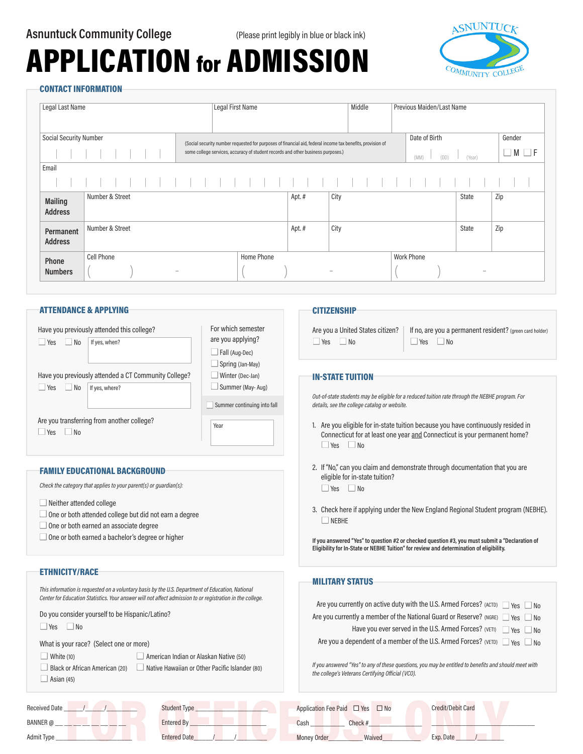Asnuntuck Community College

(Please print legibly in blue or black ink)

# APPLICATION for ADMISSION

## CONTACT INFORMATION

| Legal Last Name | Legal First Name | Middle | Previous Maiden/Last Name |
|---|---|---|---|
| | | | |

| Social Security Number | (Social security number requested for purposes of financial aid, federal income tax benefits, provision of some college services, accuracy of student records and other business purposes.) | Date of Birth (MM) (DD) (Year) | Gender ☐ M ☐ F |
|---|---|---|---|

Email

| | Number & Street | Apt. # | City | State | Zip |
|---|---|---|---|---|---|
| **Mailing Address** | | | | | |
| **Permanent Address** | | | | | |

| | Cell Phone | Home Phone | Work Phone |
|---|---|---|---|
| **Phone Numbers** | ( ) - | ( ) - | ( ) - |

## ATTENDANCE & APPLYING

Have you previously attended this college?
☐ Yes ☐ No If yes, when?

Have you previously attended a CT Community College?
☐ Yes ☐ No If yes, where?

Are you transferring from another college?
☐ Yes ☐ No

For which semester are you applying?
- ☐ Fall (Aug-Dec)
- ☐ Spring (Jan-May)
- ☐ Winter (Dec-Jan)
- ☐ Summer (May- Aug)
- ☐ Summer continuing into fall

Year

## FAMILY EDUCATIONAL BACKGROUND

*Check the category that applies to your parent(s) or guardian(s):*

- ☐ Neither attended college
- ☐ One or both attended college but did not earn a degree
- ☐ One or both earned an associate degree
- ☐ One or both earned a bachelor's degree or higher

## ETHNICITY/RACE

*This information is requested on a voluntary basis by the U.S. Department of Education, National Center for Education Statistics. Your answer will not affect admission to or registration in the college.*

Do you consider yourself to be Hispanic/Latino?
☐ Yes ☐ No

What is your race? (Select one or more)
- ☐ White (10)
- ☐ Black or African American (20)
- ☐ Asian (45)
- ☐ American Indian or Alaskan Native (50)
- ☐ Native Hawaiian or Other Pacific Islander (80)

## CITIZENSHIP

Are you a United States citizen? ☐ Yes ☐ No

If no, are you a permanent resident? (green card holder) ☐ Yes ☐ No

## IN-STATE TUITION

*Out-of-state students may be eligible for a reduced tuition rate through the NEBHE program. For details, see the college catalog or website.*

1. Are you eligible for in-state tuition because you have continuously resided in Connecticut for at least one year and Connecticut is your permanent home?
   ☐ Yes ☐ No
2. If "No," can you claim and demonstrate through documentation that you are eligible for in-state tuition?
   ☐ Yes ☐ No
3. Check here if applying under the New England Regional Student program (NEBHE).
   ☐ NEBHE

**If you answered "Yes" to question #2 or checked question #3, you must submit a "Declaration of Eligibility for In-State or NEBHE Tuition" for review and determination of eligibility.**

## MILITARY STATUS

- Are you currently on active duty with the U.S. Armed Forces? (ACTD) ☐ Yes ☐ No
- Are you currently a member of the National Guard or Reserve? (NGRE) ☐ Yes ☐ No
- Have you ever served in the U.S. Armed Forces? (VETI) ☐ Yes ☐ No
- Are you a dependent of a member of the U.S. Armed Forces? (VETD) ☐ Yes ☐ No

*If you answered "Yes" to any of these questions, you may be entitled to benefits and should meet with the college's Veterans Certifying Official (VCO).*

**FOR OFFICE USE ONLY**

Received Date ____/____/____ Student Type ________ Application Fee Paid ☐ Yes ☐ No Credit/Debit Card ________

BANNER @ ________ Entered By ________ Cash ________ Check # ________

Admit Type ________ Entered Date ____/____/____ Money Order ________ Waived ________ Exp. Date ____/____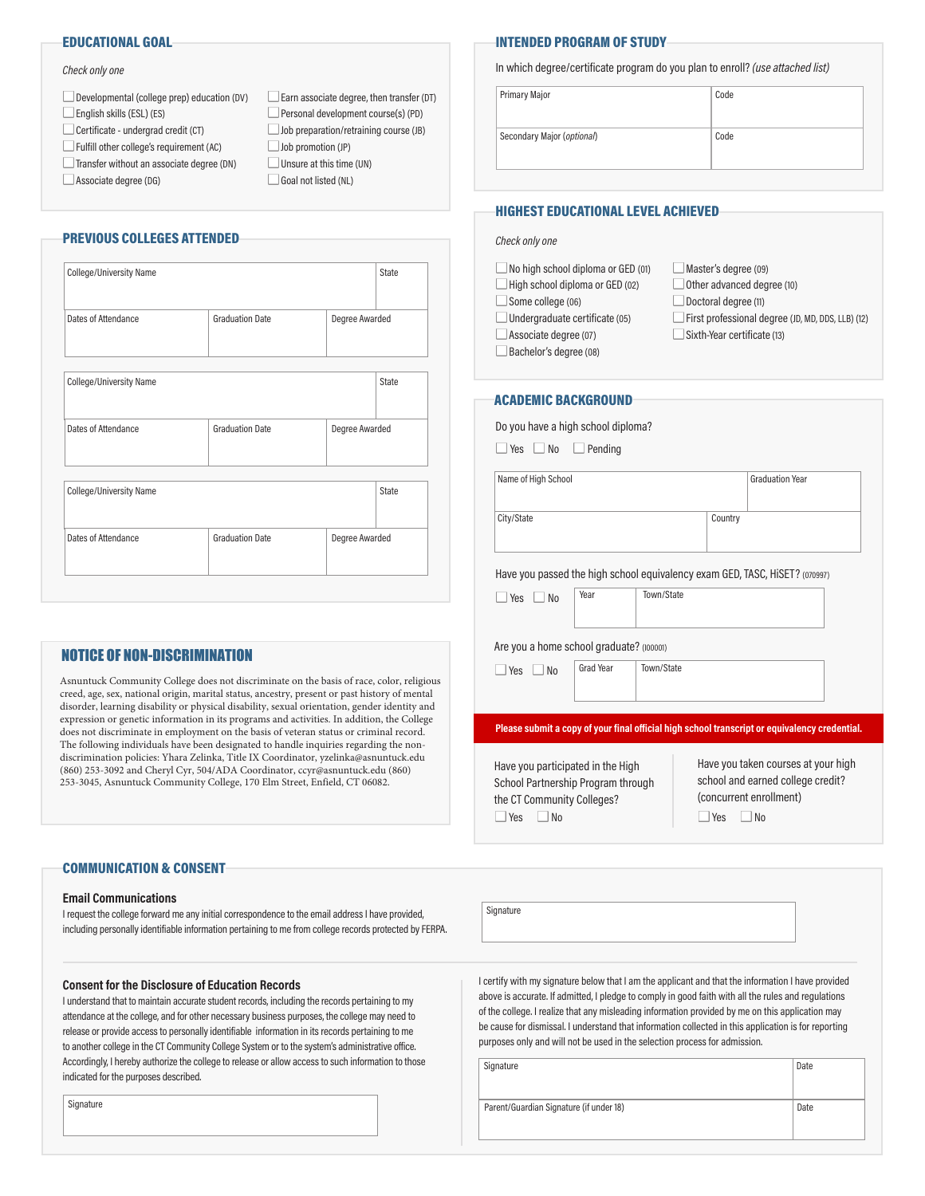## EDUCATIONAL GOAL

*Check only one*

- ☐ Developmental (college prep) education (DV)
- ☐ English skills (ESL) (ES)
- ☐ Certificate - undergrad credit (CT)
- ☐ Fulfill other college's requirement (AC)
- ☐ Transfer without an associate degree (DN)
- ☐ Associate degree (DG)
- ☐ Earn associate degree, then transfer (DT)
- ☐ Personal development course(s) (PD)
- ☐ Job preparation/retraining course (JB)
- ☐ Job promotion (JP)
- ☐ Unsure at this time (UN)
- ☐ Goal not listed (NL)

## PREVIOUS COLLEGES ATTENDED

| College/University Name | | State |
|---|---|---|
| Dates of Attendance | Graduation Date | Degree Awarded |

| College/University Name | | State |
|---|---|---|
| Dates of Attendance | Graduation Date | Degree Awarded |

| College/University Name | | State |
|---|---|---|
| Dates of Attendance | Graduation Date | Degree Awarded |

## NOTICE OF NON-DISCRIMINATION

Asnuntuck Community College does not discriminate on the basis of race, color, religious creed, age, sex, national origin, marital status, ancestry, present or past history of mental disorder, learning disability or physical disability, sexual orientation, gender identity and expression or genetic information in its programs and activities. In addition, the College does not discriminate in employment on the basis of veteran status or criminal record. The following individuals have been designated to handle inquiries regarding the non-discrimination policies: Yhara Zelinka, Title IX Coordinator, yzelinka@asnuntuck.edu (860) 253-3092 and Cheryl Cyr, 504/ADA Coordinator, ccyr@asnuntuck.edu (860) 253-3045, Asnuntuck Community College, 170 Elm Street, Enfield, CT 06082.

## INTENDED PROGRAM OF STUDY

In which degree/certificate program do you plan to enroll? *(use attached list)*

| Primary Major | Code |
|---|---|
| Secondary Major (*optional*) | Code |

## HIGHEST EDUCATIONAL LEVEL ACHIEVED

*Check only one*

- ☐ No high school diploma or GED (01)
- ☐ High school diploma or GED (02)
- ☐ Some college (06)
- ☐ Undergraduate certificate (05)
- ☐ Associate degree (07)
- ☐ Bachelor's degree (08)
- ☐ Master's degree (09)
- ☐ Other advanced degree (10)
- ☐ Doctoral degree (11)
- ☐ First professional degree (JD, MD, DDS, LLB) (12)
- ☐ Sixth-Year certificate (13)

## ACADEMIC BACKGROUND

Do you have a high school diploma?

☐ Yes ☐ No ☐ Pending

| Name of High School | | Graduation Year |
|---|---|---|
| City/State | Country | |

Have you passed the high school equivalency exam GED, TASC, HiSET? (070997)

☐ Yes ☐ No

| Year | Town/State |
|---|---|

Are you a home school graduate? (100001)

☐ Yes ☐ No

| Grad Year | Town/State |
|---|---|

**Please submit a copy of your final official high school transcript or equivalency credential.**

Have you participated in the High School Partnership Program through the CT Community Colleges?

☐ Yes ☐ No

Have you taken courses at your high school and earned college credit? (concurrent enrollment)

☐ Yes ☐ No

## COMMUNICATION & CONSENT

### Email Communications

I request the college forward me any initial correspondence to the email address I have provided, including personally identifiable information pertaining to me from college records protected by FERPA.

| Signature |
|---|

### Consent for the Disclosure of Education Records

I understand that to maintain accurate student records, including the records pertaining to my attendance at the college, and for other necessary business purposes, the college may need to release or provide access to personally identifiable information in its records pertaining to me to another college in the CT Community College System or to the system's administrative office. Accordingly, I hereby authorize the college to release or allow access to such information to those indicated for the purposes described.

| Signature |
|---|

I certify with my signature below that I am the applicant and that the information I have provided above is accurate. If admitted, I pledge to comply in good faith with all the rules and regulations of the college. I realize that any misleading information provided by me on this application may be cause for dismissal. I understand that information collected in this application is for reporting purposes only and will not be used in the selection process for admission.

| Signature | Date |
|---|---|
| Parent/Guardian Signature (if under 18) | Date |